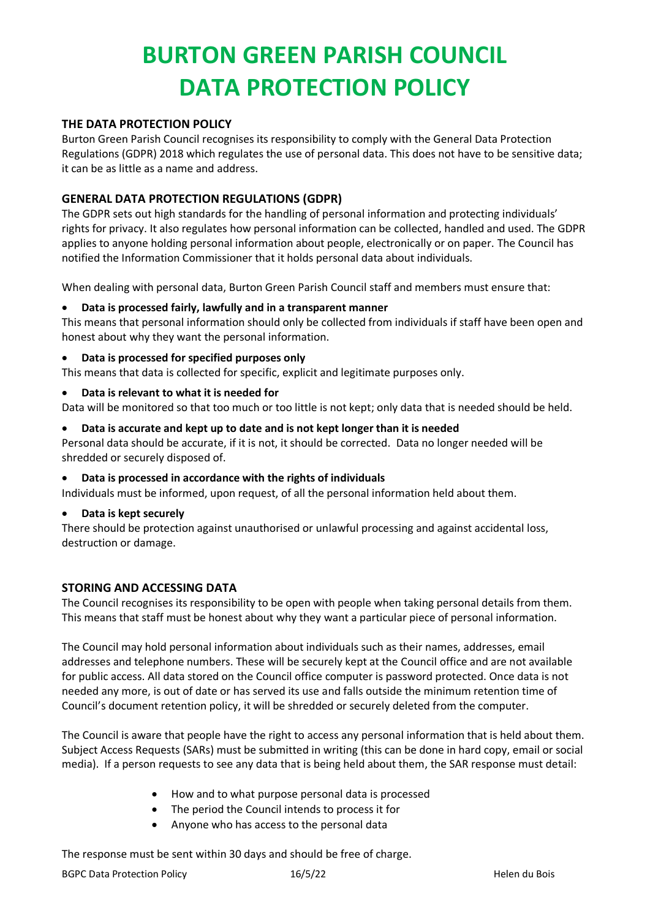# BURTON GREEN PARISH COUNCIL
# DATA PROTECTION POLICY

## THE DATA PROTECTION POLICY

Burton Green Parish Council recognises its responsibility to comply with the General Data Protection Regulations (GDPR) 2018 which regulates the use of personal data. This does not have to be sensitive data; it can be as little as a name and address.

## GENERAL DATA PROTECTION REGULATIONS (GDPR)

The GDPR sets out high standards for the handling of personal information and protecting individuals' rights for privacy. It also regulates how personal information can be collected, handled and used. The GDPR applies to anyone holding personal information about people, electronically or on paper. The Council has notified the Information Commissioner that it holds personal data about individuals.

When dealing with personal data, Burton Green Parish Council staff and members must ensure that:

- **Data is processed fairly, lawfully and in a transparent manner**

This means that personal information should only be collected from individuals if staff have been open and honest about why they want the personal information.

- **Data is processed for specified purposes only**

This means that data is collected for specific, explicit and legitimate purposes only.

- **Data is relevant to what it is needed for**

Data will be monitored so that too much or too little is not kept; only data that is needed should be held.

- **Data is accurate and kept up to date and is not kept longer than it is needed**

Personal data should be accurate, if it is not, it should be corrected. Data no longer needed will be shredded or securely disposed of.

- **Data is processed in accordance with the rights of individuals**

Individuals must be informed, upon request, of all the personal information held about them.

- **Data is kept securely**

There should be protection against unauthorised or unlawful processing and against accidental loss, destruction or damage.

## STORING AND ACCESSING DATA

The Council recognises its responsibility to be open with people when taking personal details from them. This means that staff must be honest about why they want a particular piece of personal information.

The Council may hold personal information about individuals such as their names, addresses, email addresses and telephone numbers. These will be securely kept at the Council office and are not available for public access. All data stored on the Council office computer is password protected. Once data is not needed any more, is out of date or has served its use and falls outside the minimum retention time of Council's document retention policy, it will be shredded or securely deleted from the computer.

The Council is aware that people have the right to access any personal information that is held about them. Subject Access Requests (SARs) must be submitted in writing (this can be done in hard copy, email or social media). If a person requests to see any data that is being held about them, the SAR response must detail:

- How and to what purpose personal data is processed
- The period the Council intends to process it for
- Anyone who has access to the personal data

The response must be sent within 30 days and should be free of charge.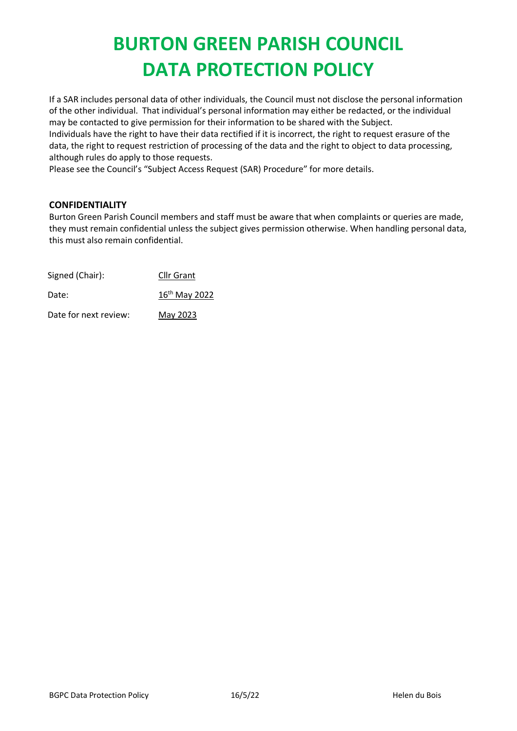# BURTON GREEN PARISH COUNCIL
# DATA PROTECTION POLICY

If a SAR includes personal data of other individuals, the Council must not disclose the personal information of the other individual. That individual's personal information may either be redacted, or the individual may be contacted to give permission for their information to be shared with the Subject.
Individuals have the right to have their data rectified if it is incorrect, the right to request erasure of the data, the right to request restriction of processing of the data and the right to object to data processing, although rules do apply to those requests.
Please see the Council's "Subject Access Request (SAR) Procedure" for more details.

**CONFIDENTIALITY**

Burton Green Parish Council members and staff must be aware that when complaints or queries are made, they must remain confidential unless the subject gives permission otherwise. When handling personal data, this must also remain confidential.

| | |
|---|---|
| Signed (Chair): | Cllr Grant |
| Date: | 16th May 2022 |
| Date for next review: | May 2023 |